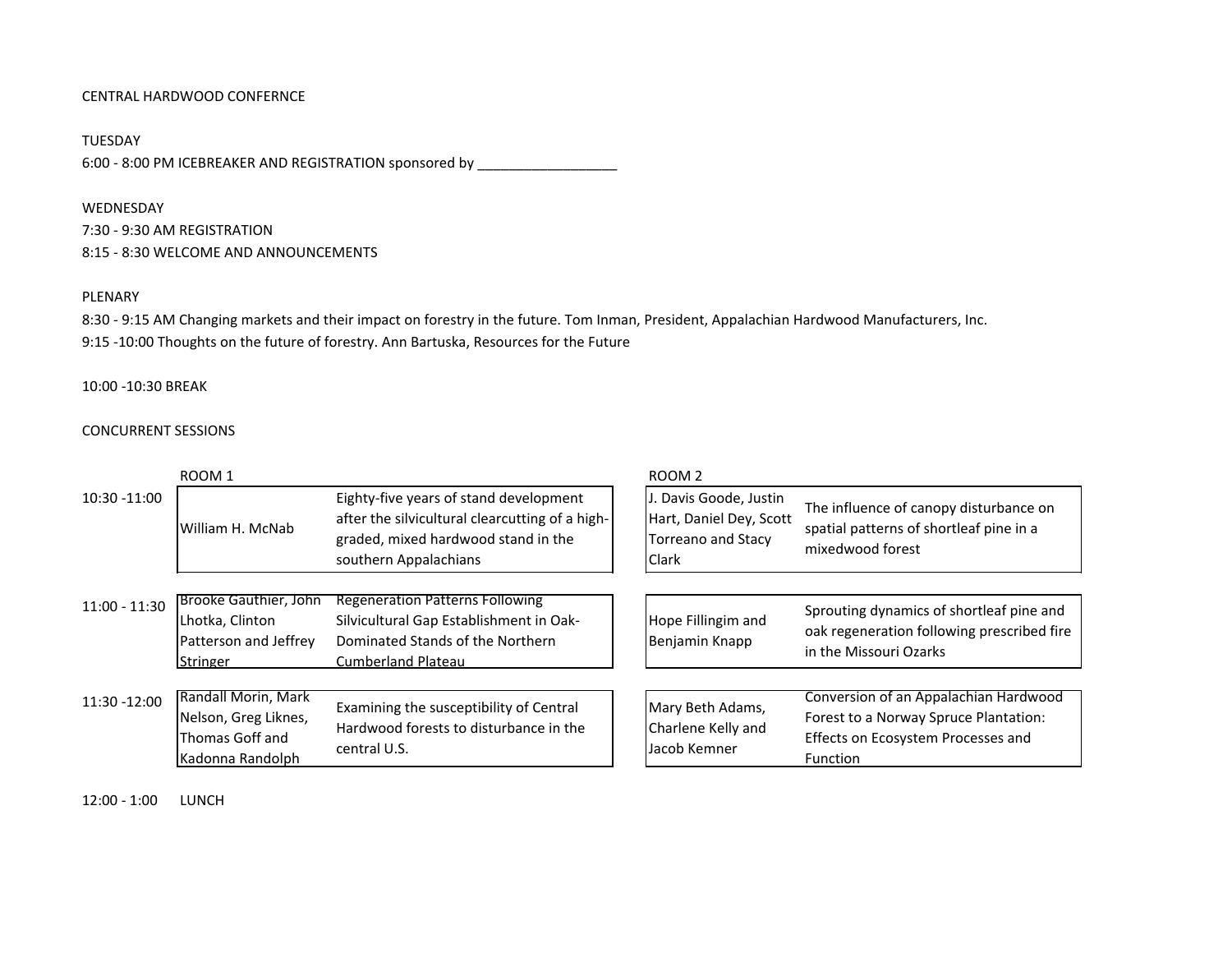CENTRAL HARDWOOD CONFERNCE

TUESDAY

6:00 - 8:00 PM ICEBREAKER AND REGISTRATION sponsored by __________________

WEDNESDAY

7:30 - 9:30 AM REGISTRATION

8:15 - 8:30 WELCOME AND ANNOUNCEMENTS

PLENARY

8:30 - 9:15 AM Changing markets and their impact on forestry in the future. Tom Inman, President, Appalachian Hardwood Manufacturers, Inc.

9:15 -10:00 Thoughts on the future of forestry. Ann Bartuska, Resources for the Future

10:00 -10:30 BREAK

CONCURRENT SESSIONS

| | ROOM 1 | | ROOM 2 | |
|---|---|---|---|---|
| 10:30 -11:00 | William H. McNab | Eighty-five years of stand development after the silvicultural clearcutting of a high-graded, mixed hardwood stand in the southern Appalachians | J. Davis Goode, Justin Hart, Daniel Dey, Scott Torreano and Stacy Clark | The influence of canopy disturbance on spatial patterns of shortleaf pine in a mixedwood forest |
| 11:00 - 11:30 | Brooke Gauthier, John Lhotka, Clinton Patterson and Jeffrey Stringer | Regeneration Patterns Following Silvicultural Gap Establishment in Oak-Dominated Stands of the Northern Cumberland Plateau | Hope Fillingim and Benjamin Knapp | Sprouting dynamics of shortleaf pine and oak regeneration following prescribed fire in the Missouri Ozarks |
| 11:30 -12:00 | Randall Morin, Mark Nelson, Greg Liknes, Thomas Goff and Kadonna Randolph | Examining the susceptibility of Central Hardwood forests to disturbance in the central U.S. | Mary Beth Adams, Charlene Kelly and Jacob Kemner | Conversion of an Appalachian Hardwood Forest to a Norway Spruce Plantation: Effects on Ecosystem Processes and Function |

12:00 - 1:00 LUNCH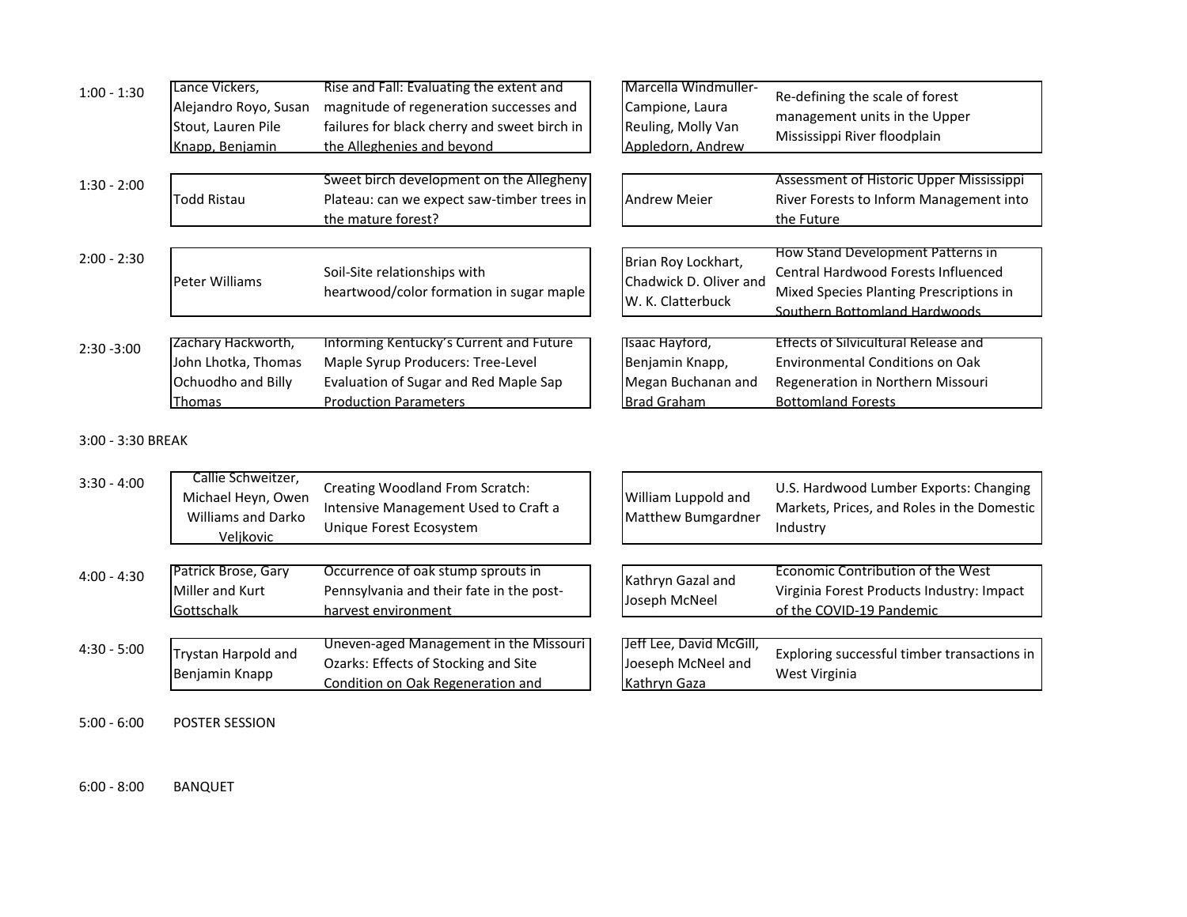| Time | Authors | Title | Authors | Title |
| --- | --- | --- | --- | --- |
| 1:00 - 1:30 | Lance Vickers, Alejandro Royo, Susan Stout, Lauren Pile Knapp, Benjamin | Rise and Fall: Evaluating the extent and magnitude of regeneration successes and failures for black cherry and sweet birch in the Alleghenies and beyond | Marcella Windmuller-Campione, Laura Reuling, Molly Van Appledorn, Andrew | Re-defining the scale of forest management units in the Upper Mississippi River floodplain |
| 1:30 - 2:00 | Todd Ristau | Sweet birch development on the Allegheny Plateau: can we expect saw-timber trees in the mature forest? | Andrew Meier | Assessment of Historic Upper Mississippi River Forests to Inform Management into the Future |
| 2:00 - 2:30 | Peter Williams | Soil-Site relationships with heartwood/color formation in sugar maple | Brian Roy Lockhart, Chadwick D. Oliver and W. K. Clatterbuck | How Stand Development Patterns in Central Hardwood Forests Influenced Mixed Species Planting Prescriptions in Southern Bottomland Hardwoods |
| 2:30 -3:00 | Zachary Hackworth, John Lhotka, Thomas Ochuodho and Billy Thomas | Informing Kentucky's Current and Future Maple Syrup Producers: Tree-Level Evaluation of Sugar and Red Maple Sap Production Parameters | Isaac Hayford, Benjamin Knapp, Megan Buchanan and Brad Graham | Effects of Silvicultural Release and Environmental Conditions on Oak Regeneration in Northern Missouri Bottomland Forests |
| 3:00 - 3:30 BREAK | | | | |
| 3:30 - 4:00 | Callie Schweitzer, Michael Heyn, Owen Williams and Darko Veljkovic | Creating Woodland From Scratch: Intensive Management Used to Craft a Unique Forest Ecosystem | William Luppold and Matthew Bumgardner | U.S. Hardwood Lumber Exports: Changing Markets, Prices, and Roles in the Domestic Industry |
| 4:00 - 4:30 | Patrick Brose, Gary Miller and Kurt Gottschalk | Occurrence of oak stump sprouts in Pennsylvania and their fate in the post-harvest environment | Kathryn Gazal and Joseph McNeel | Economic Contribution of the West Virginia Forest Products Industry: Impact of the COVID-19 Pandemic |
| 4:30 - 5:00 | Trystan Harpold and Benjamin Knapp | Uneven-aged Management in the Missouri Ozarks: Effects of Stocking and Site Condition on Oak Regeneration and | Jeff Lee, David McGill, Joeseph McNeel and Kathryn Gaza | Exploring successful timber transactions in West Virginia |
| 5:00 - 6:00 | POSTER SESSION | | | |
| 6:00 - 8:00 | BANQUET | | | |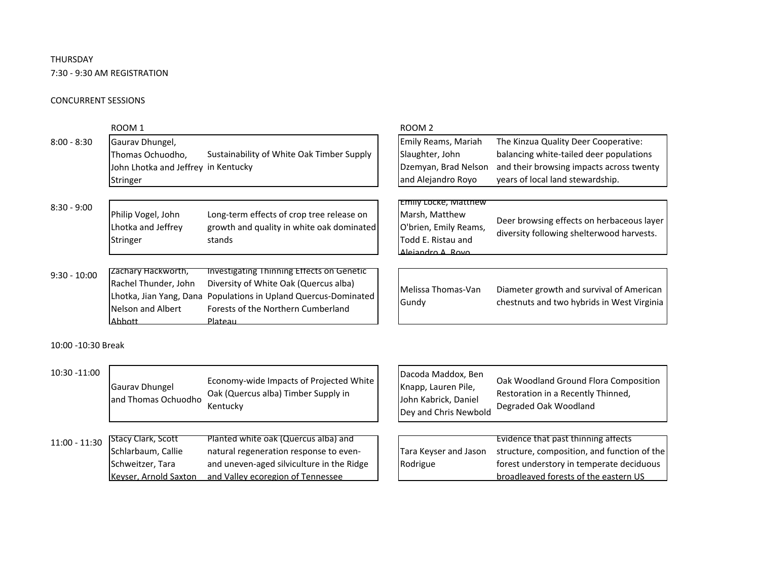THURSDAY

7:30 - 9:30 AM REGISTRATION

CONCURRENT SESSIONS

| Time | ROOM 1 | | ROOM 2 | |
|---|---|---|---|---|
| 8:00 - 8:30 | Gaurav Dhungel, Thomas Ochuodho, John Lhotka and Jeffrey Stringer | Sustainability of White Oak Timber Supply in Kentucky | Emily Reams, Mariah Slaughter, John Dzemyan, Brad Nelson and Alejandro Royo | The Kinzua Quality Deer Cooperative: balancing white-tailed deer populations and their browsing impacts across twenty years of local land stewardship. |
| 8:30 - 9:00 | Philip Vogel, John Lhotka and Jeffrey Stringer | Long-term effects of crop tree release on growth and quality in white oak dominated stands | Emily Locke, Matthew Marsh, Matthew O'brien, Emily Reams, Todd E. Ristau and Alejandro A. Royo | Deer browsing effects on herbaceous layer diversity following shelterwood harvests. |
| 9:30 - 10:00 | Zachary Hackworth, Rachel Thunder, John Lhotka, Jian Yang, Dana Nelson and Albert Abbott | Investigating Thinning Effects on Genetic Diversity of White Oak (Quercus alba) Populations in Upland Quercus-Dominated Forests of the Northern Cumberland Plateau | Melissa Thomas-Van Gundy | Diameter growth and survival of American chestnuts and two hybrids in West Virginia |

10:00 -10:30 Break

| Time | ROOM 1 | | ROOM 2 | |
|---|---|---|---|---|
| 10:30 -11:00 | Gaurav Dhungel and Thomas Ochuodho | Economy-wide Impacts of Projected White Oak (Quercus alba) Timber Supply in Kentucky | Dacoda Maddox, Ben Knapp, Lauren Pile, John Kabrick, Daniel Dey and Chris Newbold | Oak Woodland Ground Flora Composition Restoration in a Recently Thinned, Degraded Oak Woodland |
| 11:00 - 11:30 | Stacy Clark, Scott Schlarbaum, Callie Schweitzer, Tara Keyser, Arnold Saxton | Planted white oak (Quercus alba) and natural regeneration response to even- and uneven-aged silviculture in the Ridge and Valley ecoregion of Tennessee | Tara Keyser and Jason Rodrigue | Evidence that past thinning affects structure, composition, and function of the forest understory in temperate deciduous broadleaved forests of the eastern US |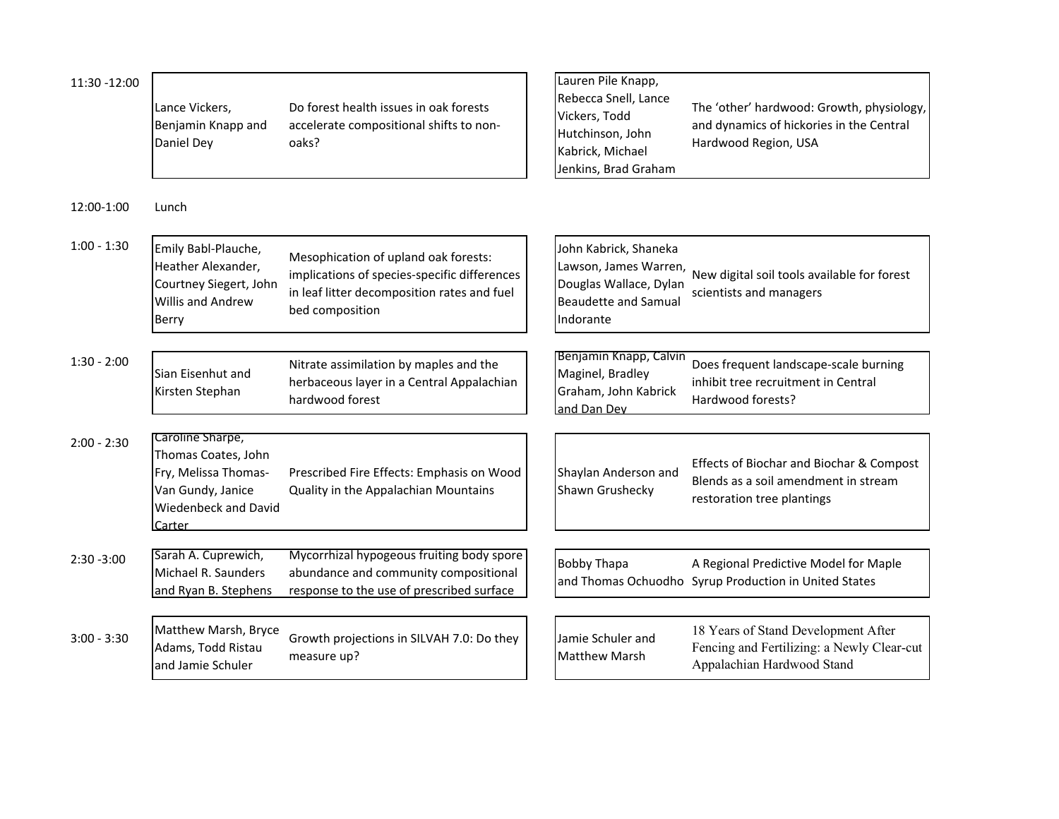| | | | | |
|---|---|---|---|---|
| 11:30 -12:00 | Lance Vickers, Benjamin Knapp and Daniel Dey | Do forest health issues in oak forests accelerate compositional shifts to non-oaks? | Lauren Pile Knapp, Rebecca Snell, Lance Vickers, Todd Hutchinson, John Kabrick, Michael Jenkins, Brad Graham | The 'other' hardwood: Growth, physiology, and dynamics of hickories in the Central Hardwood Region, USA |
| 12:00-1:00 | Lunch | | | |
| 1:00 - 1:30 | Emily Babl-Plauche, Heather Alexander, Courtney Siegert, John Willis and Andrew Berry | Mesophication of upland oak forests: implications of species-specific differences in leaf litter decomposition rates and fuel bed composition | John Kabrick, Shaneka Lawson, James Warren, Douglas Wallace, Dylan Beaudette and Samual Indorante | New digital soil tools available for forest scientists and managers |
| 1:30 - 2:00 | Sian Eisenhut and Kirsten Stephan | Nitrate assimilation by maples and the herbaceous layer in a Central Appalachian hardwood forest | Benjamin Knapp, Calvin Maginel, Bradley Graham, John Kabrick and Dan Dey | Does frequent landscape-scale burning inhibit tree recruitment in Central Hardwood forests? |
| 2:00 - 2:30 | Caroline Sharpe, Thomas Coates, John Fry, Melissa Thomas-Van Gundy, Janice Wiedenbeck and David Carter | Prescribed Fire Effects: Emphasis on Wood Quality in the Appalachian Mountains | Shaylan Anderson and Shawn Grushecky | Effects of Biochar and Biochar & Compost Blends as a soil amendment in stream restoration tree plantings |
| 2:30 -3:00 | Sarah A. Cuprewich, Michael R. Saunders and Ryan B. Stephens | Mycorrhizal hypogeous fruiting body spore abundance and community compositional response to the use of prescribed surface | Bobby Thapa and Thomas Ochuodho | A Regional Predictive Model for Maple Syrup Production in United States |
| 3:00 - 3:30 | Matthew Marsh, Bryce Adams, Todd Ristau and Jamie Schuler | Growth projections in SILVAH 7.0: Do they measure up? | Jamie Schuler and Matthew Marsh | 18 Years of Stand Development After Fencing and Fertilizing: a Newly Clear-cut Appalachian Hardwood Stand |